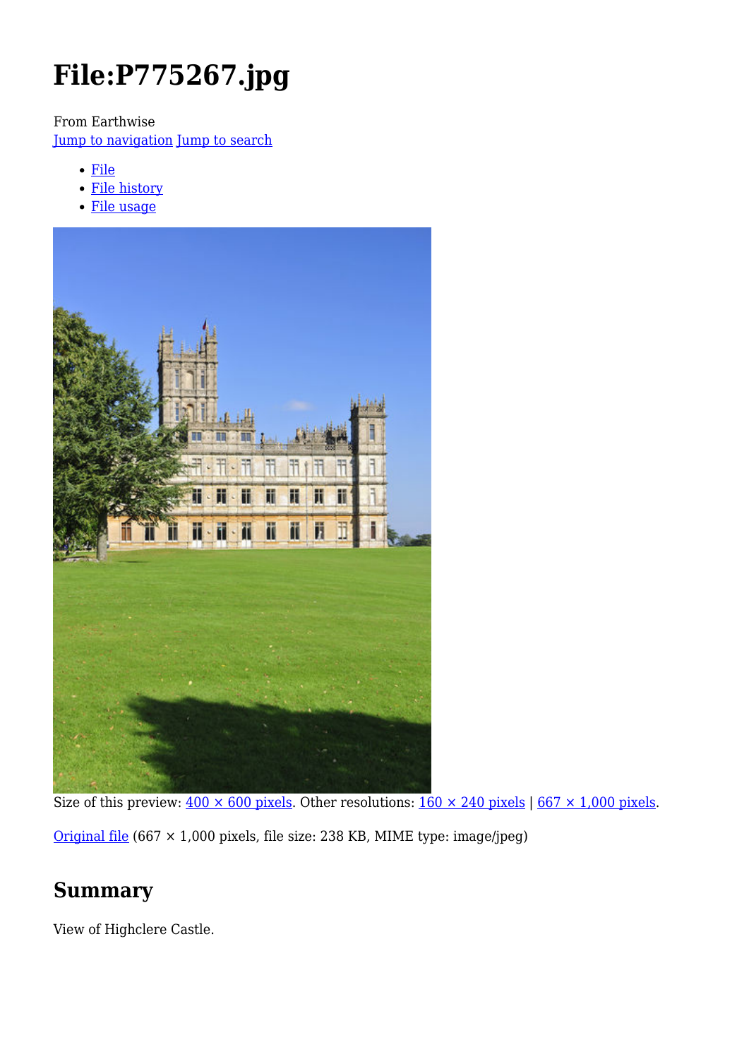# File:P775267.jpg

From Earthwise
Jump to navigation Jump to search

- File
- File history
- File usage

Size of this preview: 400 × 600 pixels. Other resolutions: 160 × 240 pixels | 667 × 1,000 pixels.

Original file (667 × 1,000 pixels, file size: 238 KB, MIME type: image/jpeg)

## Summary

View of Highclere Castle.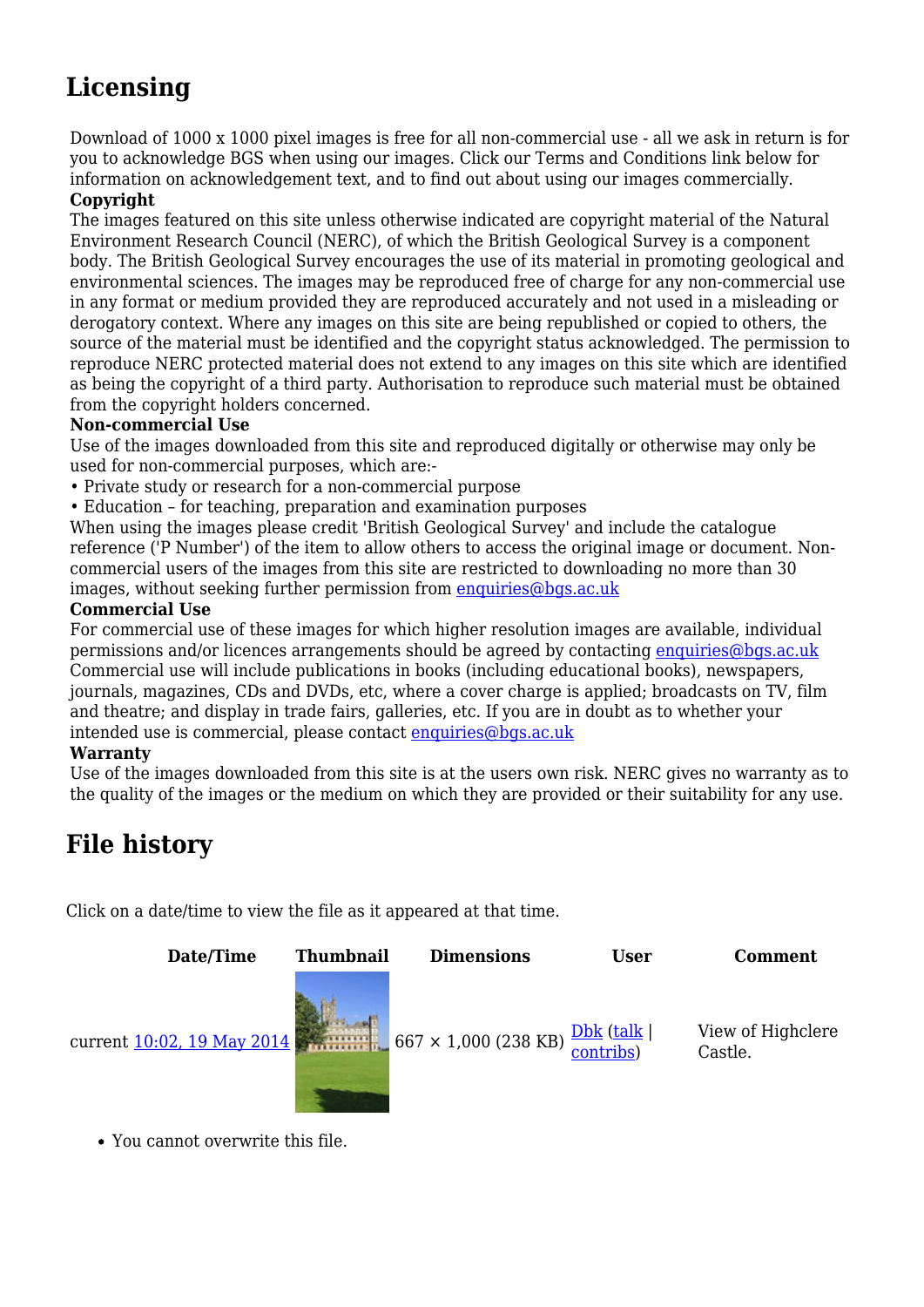## Licensing

Download of 1000 x 1000 pixel images is free for all non-commercial use - all we ask in return is for you to acknowledge BGS when using our images. Click our Terms and Conditions link below for information on acknowledgement text, and to find out about using our images commercially.

**Copyright**

The images featured on this site unless otherwise indicated are copyright material of the Natural Environment Research Council (NERC), of which the British Geological Survey is a component body. The British Geological Survey encourages the use of its material in promoting geological and environmental sciences. The images may be reproduced free of charge for any non-commercial use in any format or medium provided they are reproduced accurately and not used in a misleading or derogatory context. Where any images on this site are being republished or copied to others, the source of the material must be identified and the copyright status acknowledged. The permission to reproduce NERC protected material does not extend to any images on this site which are identified as being the copyright of a third party. Authorisation to reproduce such material must be obtained from the copyright holders concerned.

**Non-commercial Use**

Use of the images downloaded from this site and reproduced digitally or otherwise may only be used for non-commercial purposes, which are:-

• Private study or research for a non-commercial purpose
• Education – for teaching, preparation and examination purposes

When using the images please credit 'British Geological Survey' and include the catalogue reference ('P Number') of the item to allow others to access the original image or document. Non-commercial users of the images from this site are restricted to downloading no more than 30 images, without seeking further permission from enquiries@bgs.ac.uk

**Commercial Use**

For commercial use of these images for which higher resolution images are available, individual permissions and/or licences arrangements should be agreed by contacting enquiries@bgs.ac.uk Commercial use will include publications in books (including educational books), newspapers, journals, magazines, CDs and DVDs, etc, where a cover charge is applied; broadcasts on TV, film and theatre; and display in trade fairs, galleries, etc. If you are in doubt as to whether your intended use is commercial, please contact enquiries@bgs.ac.uk

**Warranty**

Use of the images downloaded from this site is at the users own risk. NERC gives no warranty as to the quality of the images or the medium on which they are provided or their suitability for any use.

## File history

Click on a date/time to view the file as it appeared at that time.

| Date/Time | Thumbnail | Dimensions | User | Comment |
|---|---|---|---|---|
| current 10:02, 19 May 2014 | | 667 × 1,000 (238 KB) | Dbk (talk \| contribs) | View of Highclere Castle. |

- You cannot overwrite this file.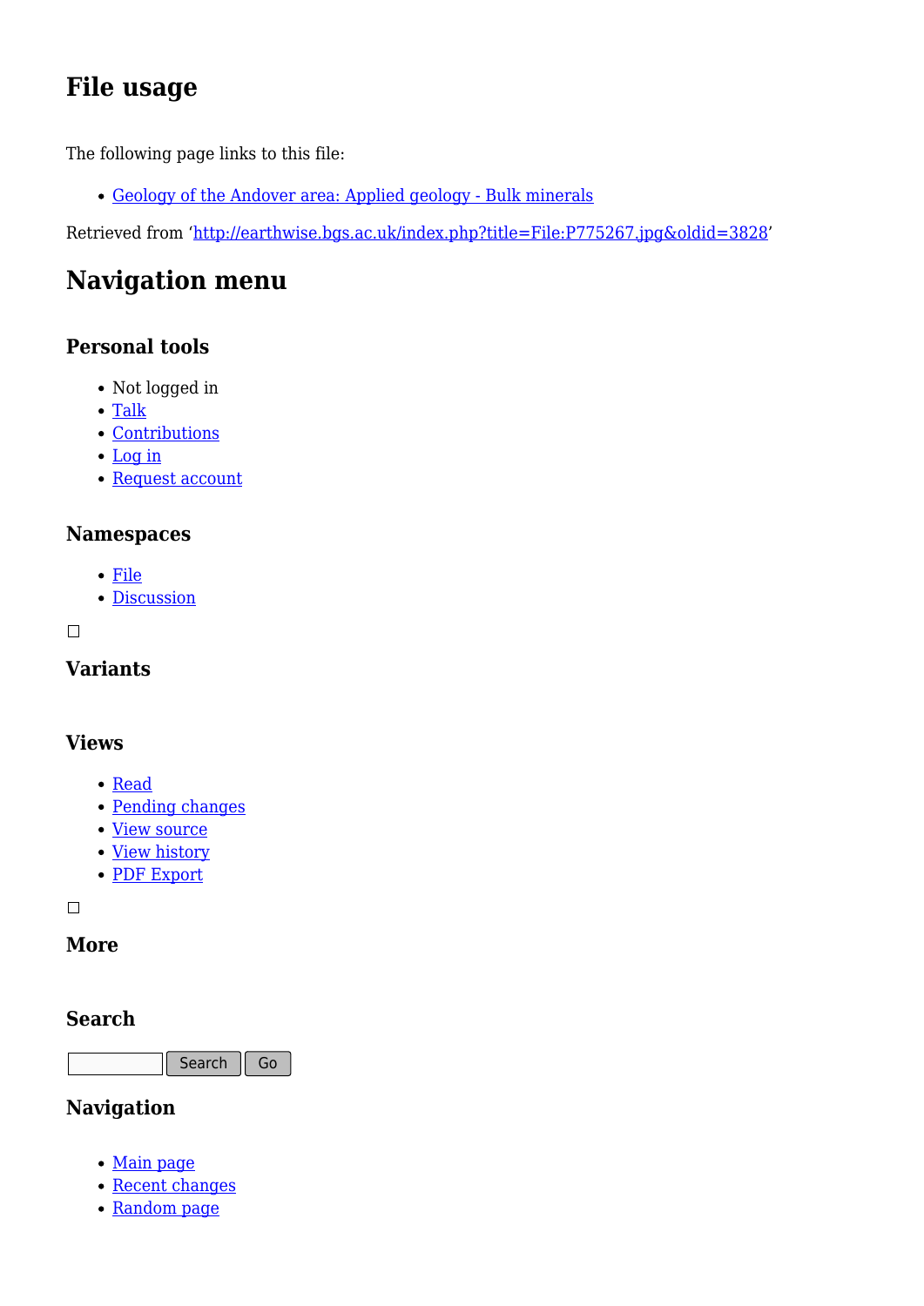## File usage

The following page links to this file:

- Geology of the Andover area: Applied geology - Bulk minerals

Retrieved from 'http://earthwise.bgs.ac.uk/index.php?title=File:P775267.jpg&oldid=3828'

## Navigation menu

### Personal tools

- Not logged in
- Talk
- Contributions
- Log in
- Request account

### Namespaces

- File
- Discussion

### Variants

### Views

- Read
- Pending changes
- View source
- View history
- PDF Export

### More

### Search

Search Go

### Navigation

- Main page
- Recent changes
- Random page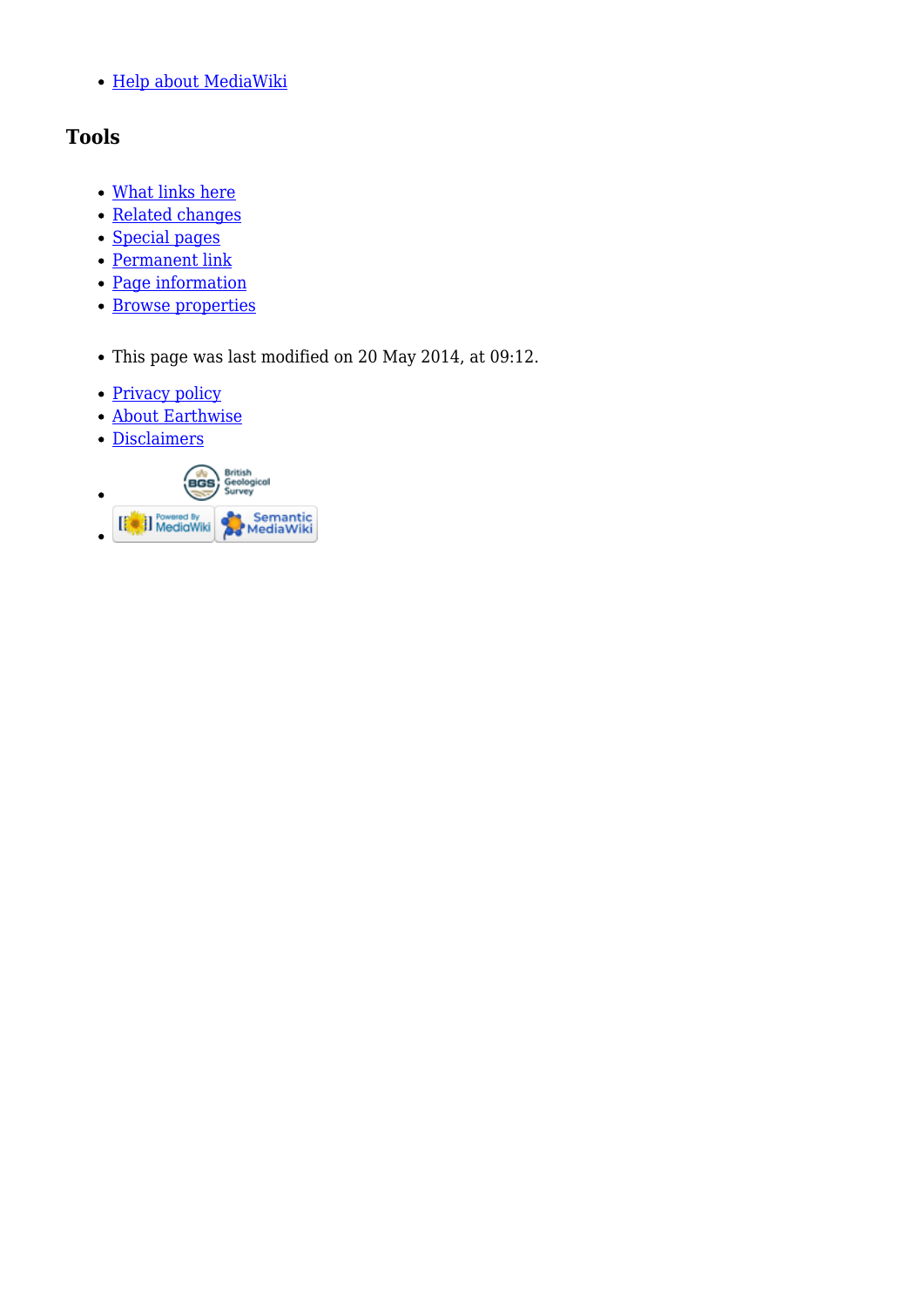- Help about MediaWiki

## Tools

- What links here
- Related changes
- Special pages
- Permanent link
- Page information
- Browse properties

- This page was last modified on 20 May 2014, at 09:12.

- Privacy policy
- About Earthwise
- Disclaimers